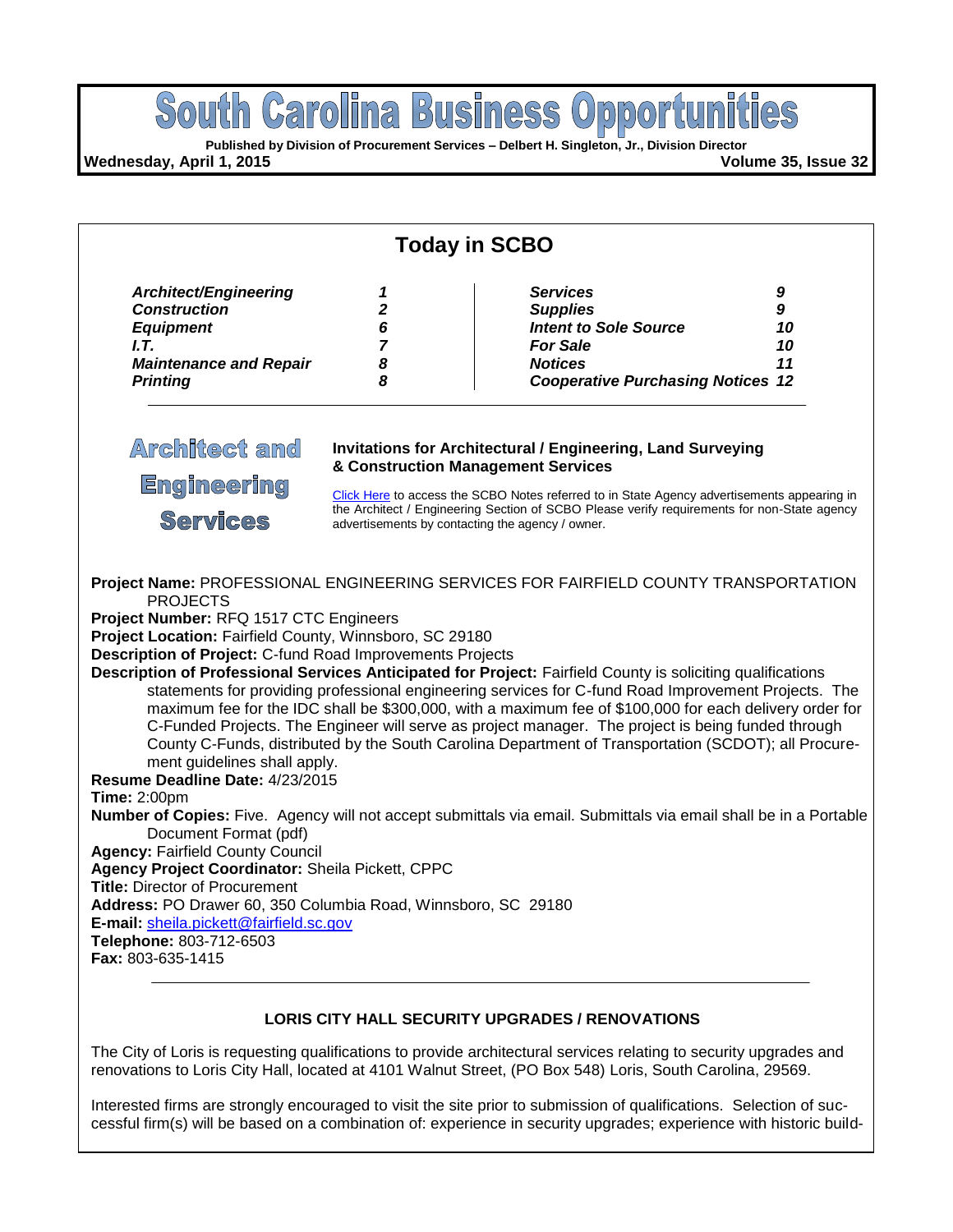# South Carolina Business Opportunities

**Published by Division of Procurement Services – Delbert H. Singleton, Jr., Division Director**

**Wednesday, April 1, 2015** **Volume 35, Issue 32**

## Today in SCBO

| | | | |
|---|---|---|---|
| ***Architect/Engineering*** | ***1*** | ***Services*** | ***9*** |
| ***Construction*** | ***2*** | ***Supplies*** | ***9*** |
| ***Equipment*** | ***6*** | ***Intent to Sole Source*** | ***10*** |
| ***I.T.*** | ***7*** | ***For Sale*** | ***10*** |
| ***Maintenance and Repair*** | ***8*** | ***Notices*** | ***11*** |
| ***Printing*** | ***8*** | ***Cooperative Purchasing Notices*** | ***12*** |

## Architect and Engineering Services

**Invitations for Architectural / Engineering, Land Surveying & Construction Management Services**

Click Here to access the SCBO Notes referred to in State Agency advertisements appearing in the Architect / Engineering Section of SCBO Please verify requirements for non-State agency advertisements by contacting the agency / owner.

**Project Name:** PROFESSIONAL ENGINEERING SERVICES FOR FAIRFIELD COUNTY TRANSPORTATION PROJECTS
**Project Number:** RFQ 1517 CTC Engineers
**Project Location:** Fairfield County, Winnsboro, SC 29180
**Description of Project:** C-fund Road Improvements Projects
**Description of Professional Services Anticipated for Project:** Fairfield County is soliciting qualifications statements for providing professional engineering services for C-fund Road Improvement Projects. The maximum fee for the IDC shall be $300,000, with a maximum fee of $100,000 for each delivery order for C-Funded Projects. The Engineer will serve as project manager. The project is being funded through County C-Funds, distributed by the South Carolina Department of Transportation (SCDOT); all Procurement guidelines shall apply.
**Resume Deadline Date:** 4/23/2015
**Time:** 2:00pm
**Number of Copies:** Five. Agency will not accept submittals via email. Submittals via email shall be in a Portable Document Format (pdf)
**Agency:** Fairfield County Council
**Agency Project Coordinator:** Sheila Pickett, CPPC
**Title:** Director of Procurement
**Address:** PO Drawer 60, 350 Columbia Road, Winnsboro, SC 29180
**E-mail:** sheila.pickett@fairfield.sc.gov
**Telephone:** 803-712-6503
**Fax:** 803-635-1415

---

**LORIS CITY HALL SECURITY UPGRADES / RENOVATIONS**

The City of Loris is requesting qualifications to provide architectural services relating to security upgrades and renovations to Loris City Hall, located at 4101 Walnut Street, (PO Box 548) Loris, South Carolina, 29569.

Interested firms are strongly encouraged to visit the site prior to submission of qualifications. Selection of successful firm(s) will be based on a combination of: experience in security upgrades; experience with historic build-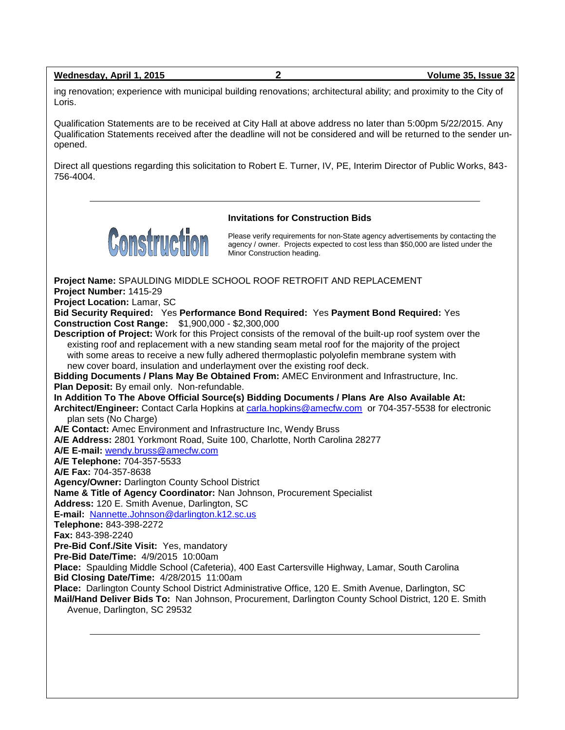ing renovation; experience with municipal building renovations; architectural ability; and proximity to the City of Loris.

Qualification Statements are to be received at City Hall at above address no later than 5:00pm 5/22/2015. Any Qualification Statements received after the deadline will not be considered and will be returned to the sender un-opened.

Direct all questions regarding this solicitation to Robert E. Turner, IV, PE, Interim Director of Public Works, 843-756-4004.

---

# Construction

### Invitations for Construction Bids

Please verify requirements for non-State agency advertisements by contacting the agency / owner. Projects expected to cost less than $50,000 are listed under the Minor Construction heading.

**Project Name:** SPAULDING MIDDLE SCHOOL ROOF RETROFIT AND REPLACEMENT
**Project Number:** 1415-29
**Project Location:** Lamar, SC
**Bid Security Required:** Yes **Performance Bond Required:** Yes **Payment Bond Required:** Yes
**Construction Cost Range:** $1,900,000 - $2,300,000
**Description of Project:** Work for this Project consists of the removal of the built-up roof system over the existing roof and replacement with a new standing seam metal roof for the majority of the project with some areas to receive a new fully adhered thermoplastic polyolefin membrane system with new cover board, insulation and underlayment over the existing roof deck.
**Bidding Documents / Plans May Be Obtained From:** AMEC Environment and Infrastructure, Inc.
**Plan Deposit:** By email only. Non-refundable.
**In Addition To The Above Official Source(s) Bidding Documents / Plans Are Also Available At:**
**Architect/Engineer:** Contact Carla Hopkins at carla.hopkins@amecfw.com or 704-357-5538 for electronic plan sets (No Charge)
**A/E Contact:** Amec Environment and Infrastructure Inc, Wendy Bruss
**A/E Address:** 2801 Yorkmont Road, Suite 100, Charlotte, North Carolina 28277
**A/E E-mail:** wendy.bruss@amecfw.com
**A/E Telephone:** 704-357-5533
**A/E Fax:** 704-357-8638
**Agency/Owner:** Darlington County School District
**Name & Title of Agency Coordinator:** Nan Johnson, Procurement Specialist
**Address:** 120 E. Smith Avenue, Darlington, SC
**E-mail:** Nannette.Johnson@darlington.k12.sc.us
**Telephone:** 843-398-2272
**Fax:** 843-398-2240
**Pre-Bid Conf./Site Visit:** Yes, mandatory
**Pre-Bid Date/Time:** 4/9/2015 10:00am
**Place:** Spaulding Middle School (Cafeteria), 400 East Cartersville Highway, Lamar, South Carolina
**Bid Closing Date/Time:** 4/28/2015 11:00am
**Place:** Darlington County School District Administrative Office, 120 E. Smith Avenue, Darlington, SC
**Mail/Hand Deliver Bids To:** Nan Johnson, Procurement, Darlington County School District, 120 E. Smith Avenue, Darlington, SC 29532

---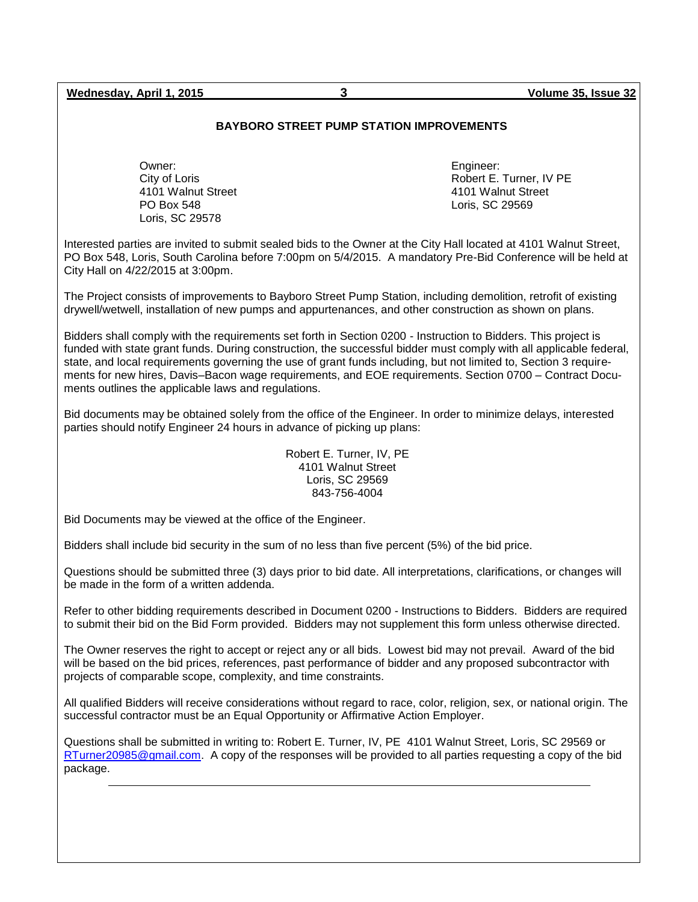## BAYBORO STREET PUMP STATION IMPROVEMENTS

Owner:
City of Loris
4101 Walnut Street
PO Box 548
Loris, SC 29578

Engineer:
Robert E. Turner, IV PE
4101 Walnut Street
Loris, SC 29569

Interested parties are invited to submit sealed bids to the Owner at the City Hall located at 4101 Walnut Street, PO Box 548, Loris, South Carolina before 7:00pm on 5/4/2015. A mandatory Pre-Bid Conference will be held at City Hall on 4/22/2015 at 3:00pm.

The Project consists of improvements to Bayboro Street Pump Station, including demolition, retrofit of existing drywell/wetwell, installation of new pumps and appurtenances, and other construction as shown on plans.

Bidders shall comply with the requirements set forth in Section 0200 - Instruction to Bidders. This project is funded with state grant funds. During construction, the successful bidder must comply with all applicable federal, state, and local requirements governing the use of grant funds including, but not limited to, Section 3 requirements for new hires, Davis–Bacon wage requirements, and EOE requirements. Section 0700 – Contract Documents outlines the applicable laws and regulations.

Bid documents may be obtained solely from the office of the Engineer. In order to minimize delays, interested parties should notify Engineer 24 hours in advance of picking up plans:

Robert E. Turner, IV, PE
4101 Walnut Street
Loris, SC 29569
843-756-4004

Bid Documents may be viewed at the office of the Engineer.

Bidders shall include bid security in the sum of no less than five percent (5%) of the bid price.

Questions should be submitted three (3) days prior to bid date. All interpretations, clarifications, or changes will be made in the form of a written addenda.

Refer to other bidding requirements described in Document 0200 - Instructions to Bidders. Bidders are required to submit their bid on the Bid Form provided. Bidders may not supplement this form unless otherwise directed.

The Owner reserves the right to accept or reject any or all bids. Lowest bid may not prevail. Award of the bid will be based on the bid prices, references, past performance of bidder and any proposed subcontractor with projects of comparable scope, complexity, and time constraints.

All qualified Bidders will receive considerations without regard to race, color, religion, sex, or national origin. The successful contractor must be an Equal Opportunity or Affirmative Action Employer.

Questions shall be submitted in writing to: Robert E. Turner, IV, PE 4101 Walnut Street, Loris, SC 29569 or RTurner20985@gmail.com. A copy of the responses will be provided to all parties requesting a copy of the bid package.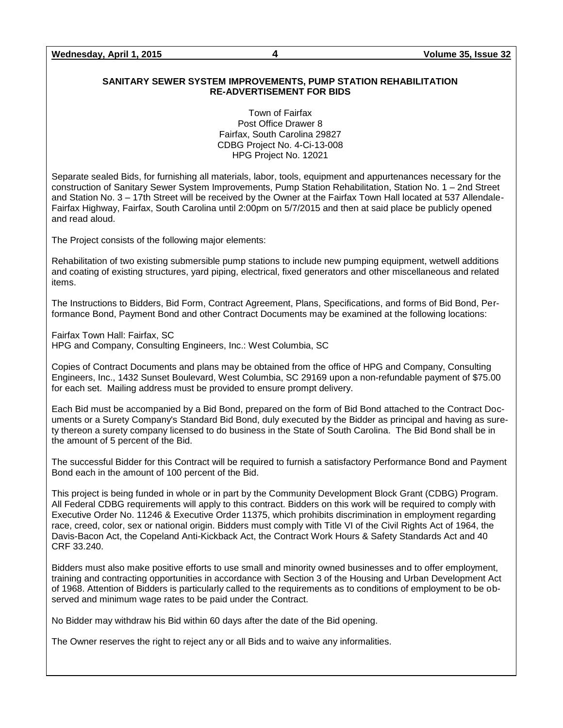## SANITARY SEWER SYSTEM IMPROVEMENTS, PUMP STATION REHABILITATION RE-ADVERTISEMENT FOR BIDS

Town of Fairfax
Post Office Drawer 8
Fairfax, South Carolina 29827
CDBG Project No. 4-Ci-13-008
HPG Project No. 12021

Separate sealed Bids, for furnishing all materials, labor, tools, equipment and appurtenances necessary for the construction of Sanitary Sewer System Improvements, Pump Station Rehabilitation, Station No. 1 – 2nd Street and Station No. 3 – 17th Street will be received by the Owner at the Fairfax Town Hall located at 537 Allendale-Fairfax Highway, Fairfax, South Carolina until 2:00pm on 5/7/2015 and then at said place be publicly opened and read aloud.

The Project consists of the following major elements:

Rehabilitation of two existing submersible pump stations to include new pumping equipment, wetwell additions and coating of existing structures, yard piping, electrical, fixed generators and other miscellaneous and related items.

The Instructions to Bidders, Bid Form, Contract Agreement, Plans, Specifications, and forms of Bid Bond, Performance Bond, Payment Bond and other Contract Documents may be examined at the following locations:

Fairfax Town Hall: Fairfax, SC
HPG and Company, Consulting Engineers, Inc.: West Columbia, SC

Copies of Contract Documents and plans may be obtained from the office of HPG and Company, Consulting Engineers, Inc., 1432 Sunset Boulevard, West Columbia, SC 29169 upon a non-refundable payment of $75.00 for each set. Mailing address must be provided to ensure prompt delivery.

Each Bid must be accompanied by a Bid Bond, prepared on the form of Bid Bond attached to the Contract Documents or a Surety Company's Standard Bid Bond, duly executed by the Bidder as principal and having as surety thereon a surety company licensed to do business in the State of South Carolina. The Bid Bond shall be in the amount of 5 percent of the Bid.

The successful Bidder for this Contract will be required to furnish a satisfactory Performance Bond and Payment Bond each in the amount of 100 percent of the Bid.

This project is being funded in whole or in part by the Community Development Block Grant (CDBG) Program. All Federal CDBG requirements will apply to this contract. Bidders on this work will be required to comply with Executive Order No. 11246 & Executive Order 11375, which prohibits discrimination in employment regarding race, creed, color, sex or national origin. Bidders must comply with Title VI of the Civil Rights Act of 1964, the Davis-Bacon Act, the Copeland Anti-Kickback Act, the Contract Work Hours & Safety Standards Act and 40 CRF 33.240.

Bidders must also make positive efforts to use small and minority owned businesses and to offer employment, training and contracting opportunities in accordance with Section 3 of the Housing and Urban Development Act of 1968. Attention of Bidders is particularly called to the requirements as to conditions of employment to be observed and minimum wage rates to be paid under the Contract.

No Bidder may withdraw his Bid within 60 days after the date of the Bid opening.

The Owner reserves the right to reject any or all Bids and to waive any informalities.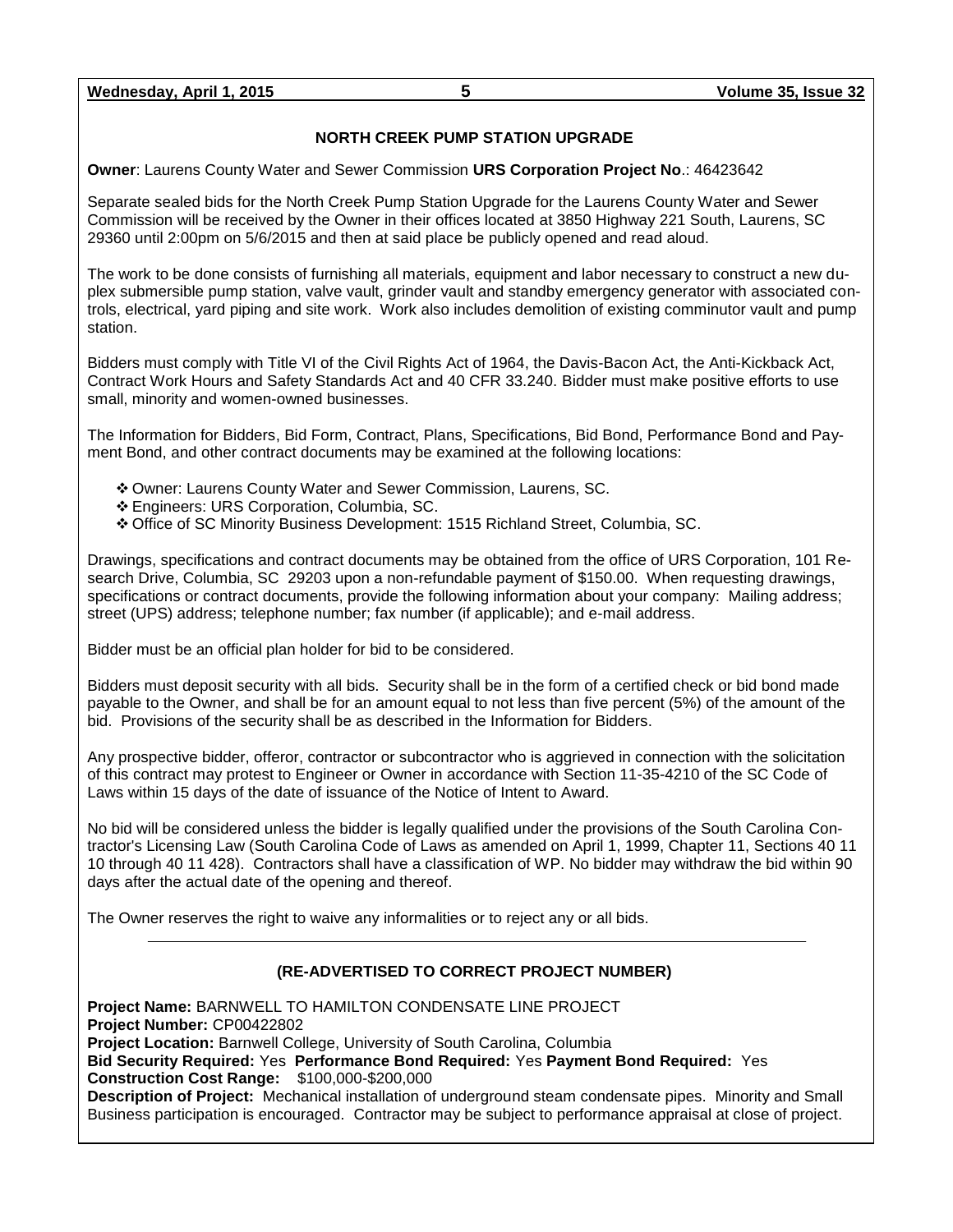## NORTH CREEK PUMP STATION UPGRADE

**Owner**: Laurens County Water and Sewer Commission **URS Corporation Project No**.: 46423642

Separate sealed bids for the North Creek Pump Station Upgrade for the Laurens County Water and Sewer Commission will be received by the Owner in their offices located at 3850 Highway 221 South, Laurens, SC 29360 until 2:00pm on 5/6/2015 and then at said place be publicly opened and read aloud.

The work to be done consists of furnishing all materials, equipment and labor necessary to construct a new duplex submersible pump station, valve vault, grinder vault and standby emergency generator with associated controls, electrical, yard piping and site work. Work also includes demolition of existing comminutor vault and pump station.

Bidders must comply with Title VI of the Civil Rights Act of 1964, the Davis-Bacon Act, the Anti-Kickback Act, Contract Work Hours and Safety Standards Act and 40 CFR 33.240. Bidder must make positive efforts to use small, minority and women-owned businesses.

The Information for Bidders, Bid Form, Contract, Plans, Specifications, Bid Bond, Performance Bond and Payment Bond, and other contract documents may be examined at the following locations:

- Owner: Laurens County Water and Sewer Commission, Laurens, SC.
- Engineers: URS Corporation, Columbia, SC.
- Office of SC Minority Business Development: 1515 Richland Street, Columbia, SC.

Drawings, specifications and contract documents may be obtained from the office of URS Corporation, 101 Research Drive, Columbia, SC 29203 upon a non-refundable payment of $150.00. When requesting drawings, specifications or contract documents, provide the following information about your company: Mailing address; street (UPS) address; telephone number; fax number (if applicable); and e-mail address.

Bidder must be an official plan holder for bid to be considered.

Bidders must deposit security with all bids. Security shall be in the form of a certified check or bid bond made payable to the Owner, and shall be for an amount equal to not less than five percent (5%) of the amount of the bid. Provisions of the security shall be as described in the Information for Bidders.

Any prospective bidder, offeror, contractor or subcontractor who is aggrieved in connection with the solicitation of this contract may protest to Engineer or Owner in accordance with Section 11-35-4210 of the SC Code of Laws within 15 days of the date of issuance of the Notice of Intent to Award.

No bid will be considered unless the bidder is legally qualified under the provisions of the South Carolina Contractor's Licensing Law (South Carolina Code of Laws as amended on April 1, 1999, Chapter 11, Sections 40 11 10 through 40 11 428). Contractors shall have a classification of WP. No bidder may withdraw the bid within 90 days after the actual date of the opening and thereof.

The Owner reserves the right to waive any informalities or to reject any or all bids.

---

## (RE-ADVERTISED TO CORRECT PROJECT NUMBER)

**Project Name:** BARNWELL TO HAMILTON CONDENSATE LINE PROJECT
**Project Number:** CP00422802
**Project Location:** Barnwell College, University of South Carolina, Columbia
**Bid Security Required:** Yes **Performance Bond Required:** Yes **Payment Bond Required:** Yes
**Construction Cost Range:** $100,000-$200,000
**Description of Project:** Mechanical installation of underground steam condensate pipes. Minority and Small Business participation is encouraged. Contractor may be subject to performance appraisal at close of project.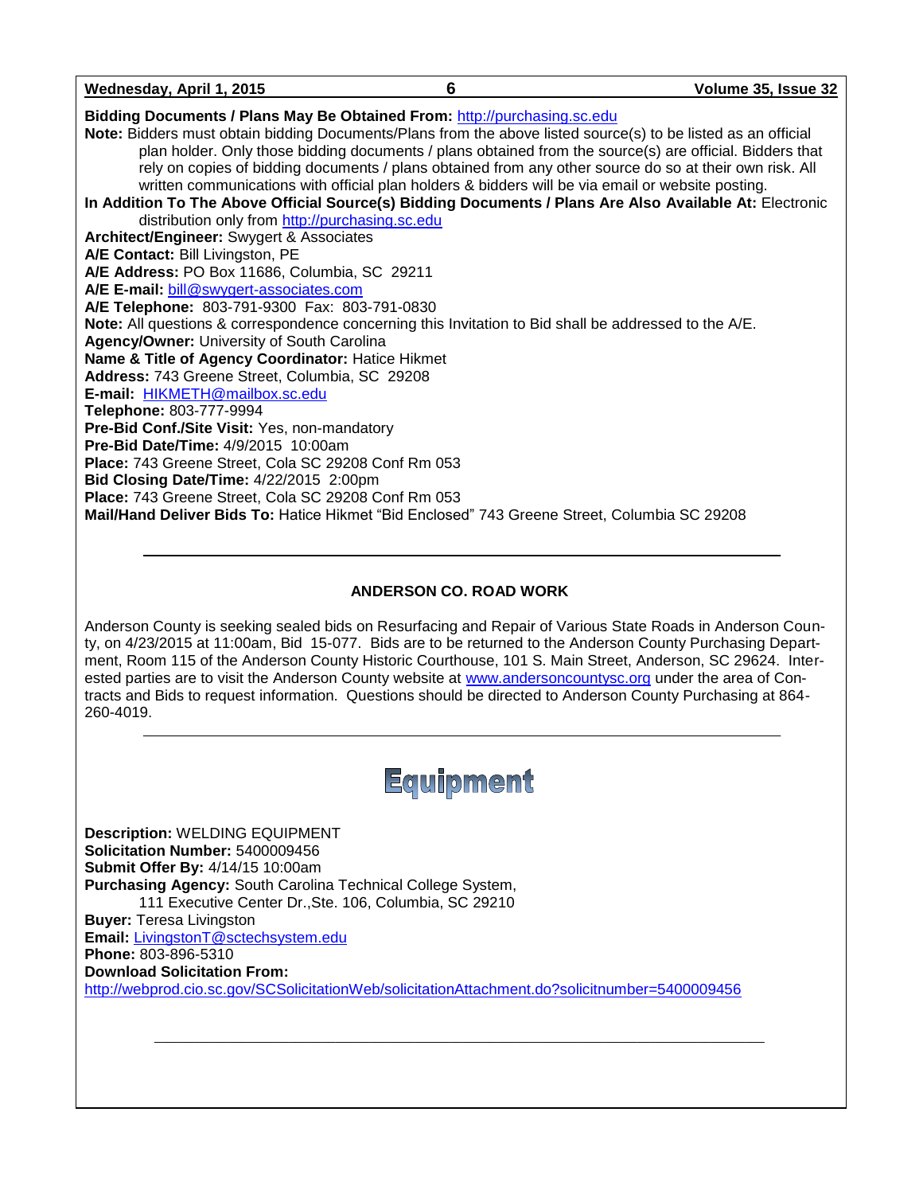**Bidding Documents / Plans May Be Obtained From:** http://purchasing.sc.edu

**Note:** Bidders must obtain bidding Documents/Plans from the above listed source(s) to be listed as an official plan holder. Only those bidding documents / plans obtained from the source(s) are official. Bidders that rely on copies of bidding documents / plans obtained from any other source do so at their own risk. All written communications with official plan holders & bidders will be via email or website posting.

**In Addition To The Above Official Source(s) Bidding Documents / Plans Are Also Available At:** Electronic distribution only from http://purchasing.sc.edu

**Architect/Engineer:** Swygert & Associates

**A/E Contact:** Bill Livingston, PE

**A/E Address:** PO Box 11686, Columbia, SC 29211

**A/E E-mail:** bill@swygert-associates.com

**A/E Telephone:** 803-791-9300 Fax: 803-791-0830

**Note:** All questions & correspondence concerning this Invitation to Bid shall be addressed to the A/E.

**Agency/Owner:** University of South Carolina

**Name & Title of Agency Coordinator:** Hatice Hikmet

**Address:** 743 Greene Street, Columbia, SC 29208

**E-mail:** HIKMETH@mailbox.sc.edu

**Telephone:** 803-777-9994

**Pre-Bid Conf./Site Visit:** Yes, non-mandatory

**Pre-Bid Date/Time:** 4/9/2015 10:00am

**Place:** 743 Greene Street, Cola SC 29208 Conf Rm 053

**Bid Closing Date/Time:** 4/22/2015 2:00pm

**Place:** 743 Greene Street, Cola SC 29208 Conf Rm 053

**Mail/Hand Deliver Bids To:** Hatice Hikmet "Bid Enclosed" 743 Greene Street, Columbia SC 29208

---

### ANDERSON CO. ROAD WORK

Anderson County is seeking sealed bids on Resurfacing and Repair of Various State Roads in Anderson County, on 4/23/2015 at 11:00am, Bid 15-077. Bids are to be returned to the Anderson County Purchasing Department, Room 115 of the Anderson County Historic Courthouse, 101 S. Main Street, Anderson, SC 29624. Interested parties are to visit the Anderson County website at www.andersoncountysc.org under the area of Contracts and Bids to request information. Questions should be directed to Anderson County Purchasing at 864-260-4019.

---

## Equipment

**Description:** WELDING EQUIPMENT

**Solicitation Number:** 5400009456

**Submit Offer By:** 4/14/15 10:00am

**Purchasing Agency:** South Carolina Technical College System,
111 Executive Center Dr.,Ste. 106, Columbia, SC 29210

**Buyer:** Teresa Livingston

**Email:** LivingstonT@sctechsystem.edu

**Phone:** 803-896-5310

**Download Solicitation From:**
http://webprod.cio.sc.gov/SCSolicitationWeb/solicitationAttachment.do?solicitnumber=5400009456

---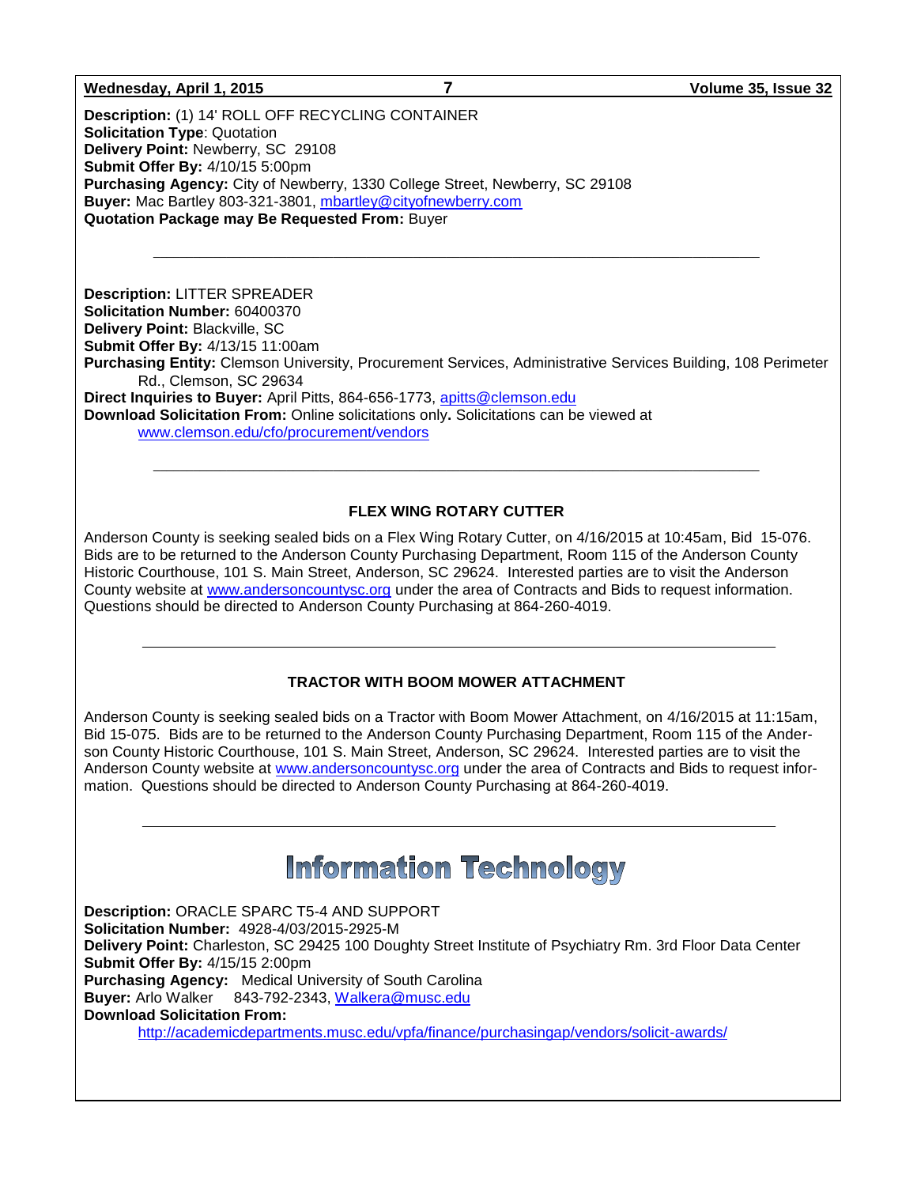**Description:** (1) 14' ROLL OFF RECYCLING CONTAINER
**Solicitation Type**: Quotation
**Delivery Point:** Newberry, SC 29108
**Submit Offer By:** 4/10/15 5:00pm
**Purchasing Agency:** City of Newberry, 1330 College Street, Newberry, SC 29108
**Buyer:** Mac Bartley 803-321-3801, mbartley@cityofnewberry.com
**Quotation Package may Be Requested From:** Buyer

---

**Description:** LITTER SPREADER
**Solicitation Number:** 60400370
**Delivery Point:** Blackville, SC
**Submit Offer By:** 4/13/15 11:00am
**Purchasing Entity:** Clemson University, Procurement Services, Administrative Services Building, 108 Perimeter Rd., Clemson, SC 29634
**Direct Inquiries to Buyer:** April Pitts, 864-656-1773, apitts@clemson.edu
**Download Solicitation From:** Online solicitations only**.** Solicitations can be viewed at www.clemson.edu/cfo/procurement/vendors

---

### FLEX WING ROTARY CUTTER

Anderson County is seeking sealed bids on a Flex Wing Rotary Cutter, on 4/16/2015 at 10:45am, Bid 15-076. Bids are to be returned to the Anderson County Purchasing Department, Room 115 of the Anderson County Historic Courthouse, 101 S. Main Street, Anderson, SC 29624. Interested parties are to visit the Anderson County website at www.andersoncountysc.org under the area of Contracts and Bids to request information. Questions should be directed to Anderson County Purchasing at 864-260-4019.

---

### TRACTOR WITH BOOM MOWER ATTACHMENT

Anderson County is seeking sealed bids on a Tractor with Boom Mower Attachment, on 4/16/2015 at 11:15am, Bid 15-075. Bids are to be returned to the Anderson County Purchasing Department, Room 115 of the Anderson County Historic Courthouse, 101 S. Main Street, Anderson, SC 29624. Interested parties are to visit the Anderson County website at www.andersoncountysc.org under the area of Contracts and Bids to request information. Questions should be directed to Anderson County Purchasing at 864-260-4019.

---

## Information Technology

**Description:** ORACLE SPARC T5-4 AND SUPPORT
**Solicitation Number:** 4928-4/03/2015-2925-M
**Delivery Point:** Charleston, SC 29425 100 Doughty Street Institute of Psychiatry Rm. 3rd Floor Data Center
**Submit Offer By:** 4/15/15 2:00pm
**Purchasing Agency:** Medical University of South Carolina
**Buyer:** Arlo Walker 843-792-2343, Walkera@musc.edu
**Download Solicitation From:**
http://academicdepartments.musc.edu/vpfa/finance/purchasingap/vendors/solicit-awards/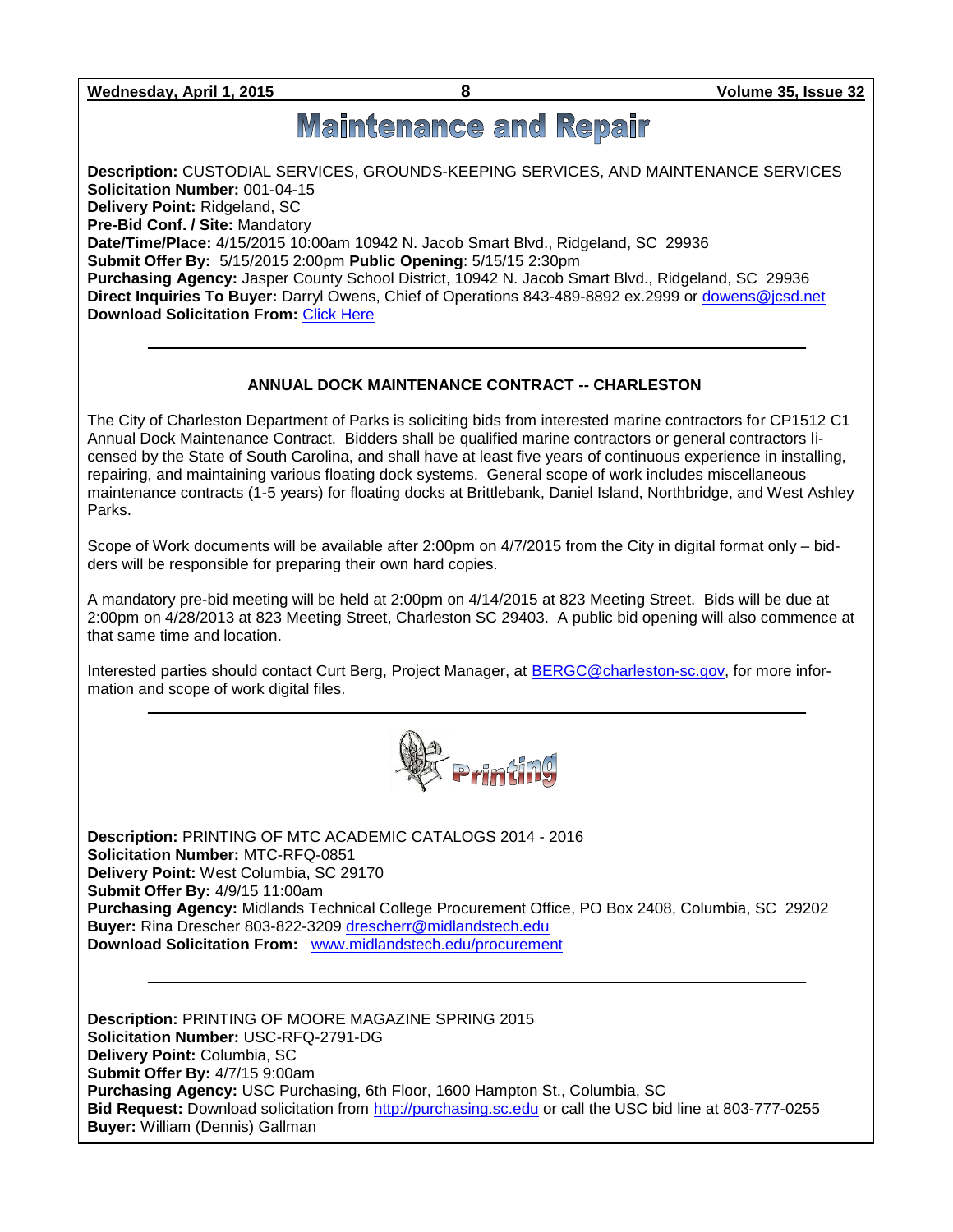# Maintenance and Repair

**Description:** CUSTODIAL SERVICES, GROUNDS-KEEPING SERVICES, AND MAINTENANCE SERVICES
**Solicitation Number:** 001-04-15
**Delivery Point:** Ridgeland, SC
**Pre-Bid Conf. / Site:** Mandatory
**Date/Time/Place:** 4/15/2015 10:00am 10942 N. Jacob Smart Blvd., Ridgeland, SC 29936
**Submit Offer By:** 5/15/2015 2:00pm **Public Opening**: 5/15/15 2:30pm
**Purchasing Agency:** Jasper County School District, 10942 N. Jacob Smart Blvd., Ridgeland, SC 29936
**Direct Inquiries To Buyer:** Darryl Owens, Chief of Operations 843-489-8892 ex.2999 or dowens@jcsd.net
**Download Solicitation From:** Click Here

---

**ANNUAL DOCK MAINTENANCE CONTRACT -- CHARLESTON**

The City of Charleston Department of Parks is soliciting bids from interested marine contractors for CP1512 C1 Annual Dock Maintenance Contract. Bidders shall be qualified marine contractors or general contractors licensed by the State of South Carolina, and shall have at least five years of continuous experience in installing, repairing, and maintaining various floating dock systems. General scope of work includes miscellaneous maintenance contracts (1-5 years) for floating docks at Brittlebank, Daniel Island, Northbridge, and West Ashley Parks.

Scope of Work documents will be available after 2:00pm on 4/7/2015 from the City in digital format only – bidders will be responsible for preparing their own hard copies.

A mandatory pre-bid meeting will be held at 2:00pm on 4/14/2015 at 823 Meeting Street. Bids will be due at 2:00pm on 4/28/2013 at 823 Meeting Street, Charleston SC 29403. A public bid opening will also commence at that same time and location.

Interested parties should contact Curt Berg, Project Manager, at BERGC@charleston-sc.gov, for more information and scope of work digital files.

---

# Printing

**Description:** PRINTING OF MTC ACADEMIC CATALOGS 2014 - 2016
**Solicitation Number:** MTC-RFQ-0851
**Delivery Point:** West Columbia, SC 29170
**Submit Offer By:** 4/9/15 11:00am
**Purchasing Agency:** Midlands Technical College Procurement Office, PO Box 2408, Columbia, SC 29202
**Buyer:** Rina Drescher 803-822-3209 drescherr@midlandstech.edu
**Download Solicitation From:** www.midlandstech.edu/procurement

---

**Description:** PRINTING OF MOORE MAGAZINE SPRING 2015
**Solicitation Number:** USC-RFQ-2791-DG
**Delivery Point:** Columbia, SC
**Submit Offer By:** 4/7/15 9:00am
**Purchasing Agency:** USC Purchasing, 6th Floor, 1600 Hampton St., Columbia, SC
**Bid Request:** Download solicitation from http://purchasing.sc.edu or call the USC bid line at 803-777-0255
**Buyer:** William (Dennis) Gallman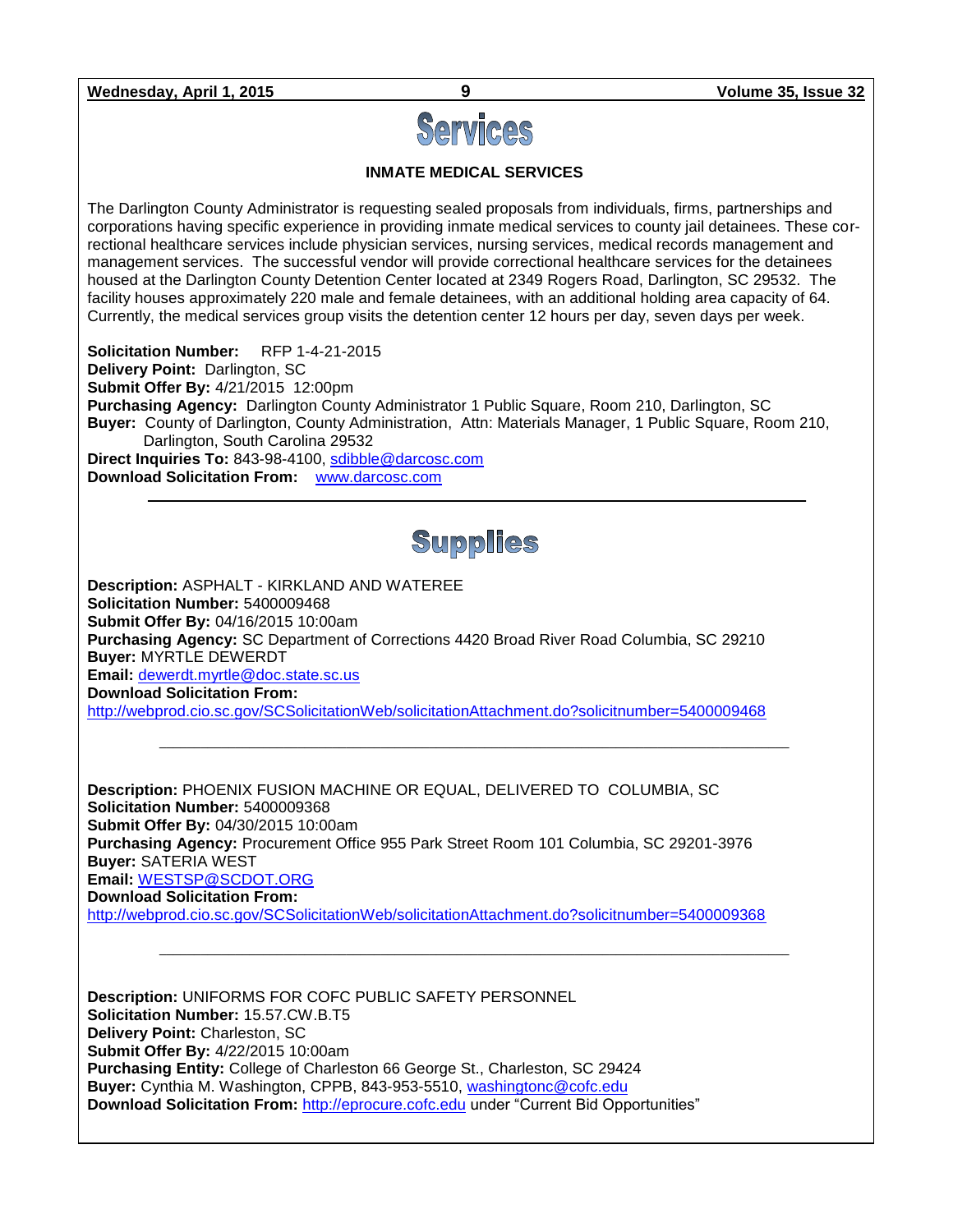# Services

## INMATE MEDICAL SERVICES

The Darlington County Administrator is requesting sealed proposals from individuals, firms, partnerships and corporations having specific experience in providing inmate medical services to county jail detainees. These correctional healthcare services include physician services, nursing services, medical records management and management services. The successful vendor will provide correctional healthcare services for the detainees housed at the Darlington County Detention Center located at 2349 Rogers Road, Darlington, SC 29532. The facility houses approximately 220 male and female detainees, with an additional holding area capacity of 64. Currently, the medical services group visits the detention center 12 hours per day, seven days per week.

**Solicitation Number:** RFP 1-4-21-2015
**Delivery Point:** Darlington, SC
**Submit Offer By:** 4/21/2015 12:00pm
**Purchasing Agency:** Darlington County Administrator 1 Public Square, Room 210, Darlington, SC
**Buyer:** County of Darlington, County Administration, Attn: Materials Manager, 1 Public Square, Room 210, Darlington, South Carolina 29532
**Direct Inquiries To:** 843-98-4100, sdibble@darcosc.com
**Download Solicitation From:** www.darcosc.com

---

# Supplies

**Description:** ASPHALT - KIRKLAND AND WATEREE
**Solicitation Number:** 5400009468
**Submit Offer By:** 04/16/2015 10:00am
**Purchasing Agency:** SC Department of Corrections 4420 Broad River Road Columbia, SC 29210
**Buyer:** MYRTLE DEWERDT
**Email:** dewerdt.myrtle@doc.state.sc.us
**Download Solicitation From:**
http://webprod.cio.sc.gov/SCSolicitationWeb/solicitationAttachment.do?solicitnumber=5400009468

---

**Description:** PHOENIX FUSION MACHINE OR EQUAL, DELIVERED TO COLUMBIA, SC
**Solicitation Number:** 5400009368
**Submit Offer By:** 04/30/2015 10:00am
**Purchasing Agency:** Procurement Office 955 Park Street Room 101 Columbia, SC 29201-3976
**Buyer:** SATERIA WEST
**Email:** WESTSP@SCDOT.ORG
**Download Solicitation From:**
http://webprod.cio.sc.gov/SCSolicitationWeb/solicitationAttachment.do?solicitnumber=5400009368

---

**Description:** UNIFORMS FOR COFC PUBLIC SAFETY PERSONNEL
**Solicitation Number:** 15.57.CW.B.T5
**Delivery Point:** Charleston, SC
**Submit Offer By:** 4/22/2015 10:00am
**Purchasing Entity:** College of Charleston 66 George St., Charleston, SC 29424
**Buyer:** Cynthia M. Washington, CPPB, 843-953-5510, washingtonc@cofc.edu
**Download Solicitation From:** http://eprocure.cofc.edu under "Current Bid Opportunities"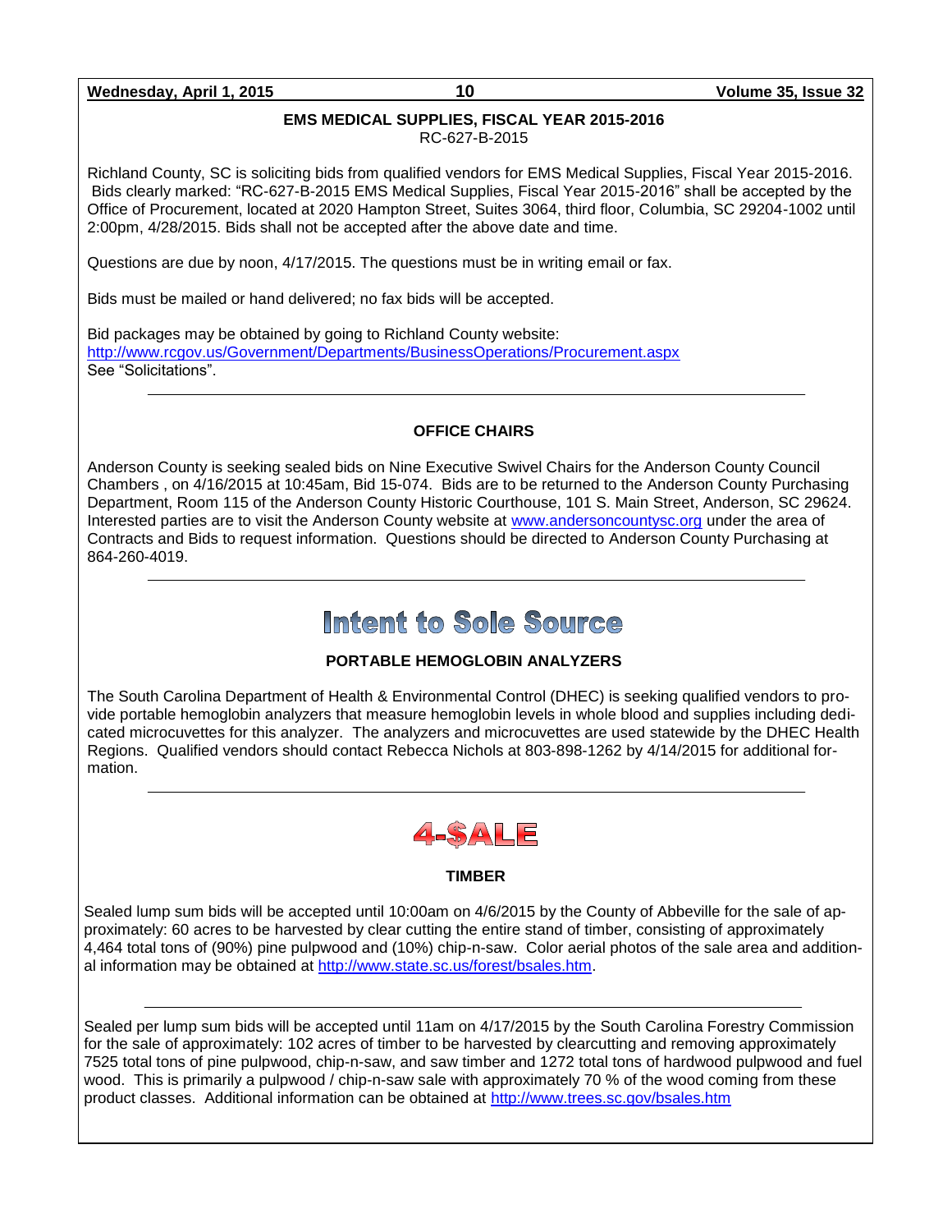### EMS MEDICAL SUPPLIES, FISCAL YEAR 2015-2016

RC-627-B-2015

Richland County, SC is soliciting bids from qualified vendors for EMS Medical Supplies, Fiscal Year 2015-2016. Bids clearly marked: "RC-627-B-2015 EMS Medical Supplies, Fiscal Year 2015-2016" shall be accepted by the Office of Procurement, located at 2020 Hampton Street, Suites 3064, third floor, Columbia, SC 29204-1002 until 2:00pm, 4/28/2015. Bids shall not be accepted after the above date and time.

Questions are due by noon, 4/17/2015. The questions must be in writing email or fax.

Bids must be mailed or hand delivered; no fax bids will be accepted.

Bid packages may be obtained by going to Richland County website:
http://www.rcgov.us/Government/Departments/BusinessOperations/Procurement.aspx
See "Solicitations".

---

### OFFICE CHAIRS

Anderson County is seeking sealed bids on Nine Executive Swivel Chairs for the Anderson County Council Chambers , on 4/16/2015 at 10:45am, Bid 15-074. Bids are to be returned to the Anderson County Purchasing Department, Room 115 of the Anderson County Historic Courthouse, 101 S. Main Street, Anderson, SC 29624. Interested parties are to visit the Anderson County website at www.andersoncountysc.org under the area of Contracts and Bids to request information. Questions should be directed to Anderson County Purchasing at 864-260-4019.

---

## Intent to Sole Source

### PORTABLE HEMOGLOBIN ANALYZERS

The South Carolina Department of Health & Environmental Control (DHEC) is seeking qualified vendors to provide portable hemoglobin analyzers that measure hemoglobin levels in whole blood and supplies including dedicated microcuvettes for this analyzer. The analyzers and microcuvettes are used statewide by the DHEC Health Regions. Qualified vendors should contact Rebecca Nichols at 803-898-1262 by 4/14/2015 for additional formation.

---

## 4-$ALE

### TIMBER

Sealed lump sum bids will be accepted until 10:00am on 4/6/2015 by the County of Abbeville for the sale of approximately: 60 acres to be harvested by clear cutting the entire stand of timber, consisting of approximately 4,464 total tons of (90%) pine pulpwood and (10%) chip-n-saw. Color aerial photos of the sale area and additional information may be obtained at http://www.state.sc.us/forest/bsales.htm.

---

Sealed per lump sum bids will be accepted until 11am on 4/17/2015 by the South Carolina Forestry Commission for the sale of approximately: 102 acres of timber to be harvested by clearcutting and removing approximately 7525 total tons of pine pulpwood, chip-n-saw, and saw timber and 1272 total tons of hardwood pulpwood and fuel wood. This is primarily a pulpwood / chip-n-saw sale with approximately 70 % of the wood coming from these product classes. Additional information can be obtained at http://www.trees.sc.gov/bsales.htm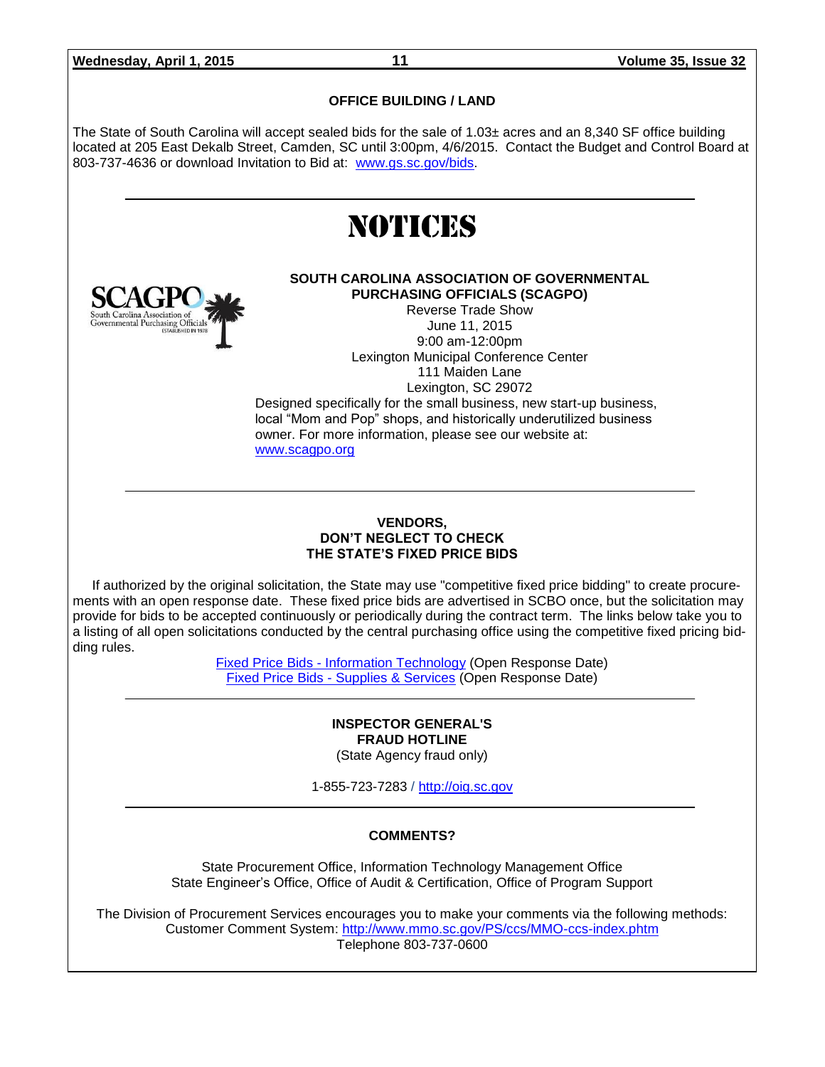## OFFICE BUILDING / LAND

The State of South Carolina will accept sealed bids for the sale of 1.03± acres and an 8,340 SF office building located at 205 East Dekalb Street, Camden, SC until 3:00pm, 4/6/2015. Contact the Budget and Control Board at 803-737-4636 or download Invitation to Bid at: www.gs.sc.gov/bids.

# NOTICES

### SOUTH CAROLINA ASSOCIATION OF GOVERNMENTAL PURCHASING OFFICIALS (SCAGPO)

Reverse Trade Show
June 11, 2015
9:00 am-12:00pm
Lexington Municipal Conference Center
111 Maiden Lane
Lexington, SC 29072

Designed specifically for the small business, new start-up business, local "Mom and Pop" shops, and historically underutilized business owner. For more information, please see our website at: www.scagpo.org

### VENDORS, DON'T NEGLECT TO CHECK THE STATE'S FIXED PRICE BIDS

If authorized by the original solicitation, the State may use "competitive fixed price bidding" to create procurements with an open response date. These fixed price bids are advertised in SCBO once, but the solicitation may provide for bids to be accepted continuously or periodically during the contract term. The links below take you to a listing of all open solicitations conducted by the central purchasing office using the competitive fixed pricing bidding rules.

Fixed Price Bids - Information Technology (Open Response Date)
Fixed Price Bids - Supplies & Services (Open Response Date)

### INSPECTOR GENERAL'S FRAUD HOTLINE

(State Agency fraud only)

1-855-723-7283 / http://oig.sc.gov

### COMMENTS?

State Procurement Office, Information Technology Management Office
State Engineer's Office, Office of Audit & Certification, Office of Program Support

The Division of Procurement Services encourages you to make your comments via the following methods:
Customer Comment System: http://www.mmo.sc.gov/PS/ccs/MMO-ccs-index.phtm
Telephone 803-737-0600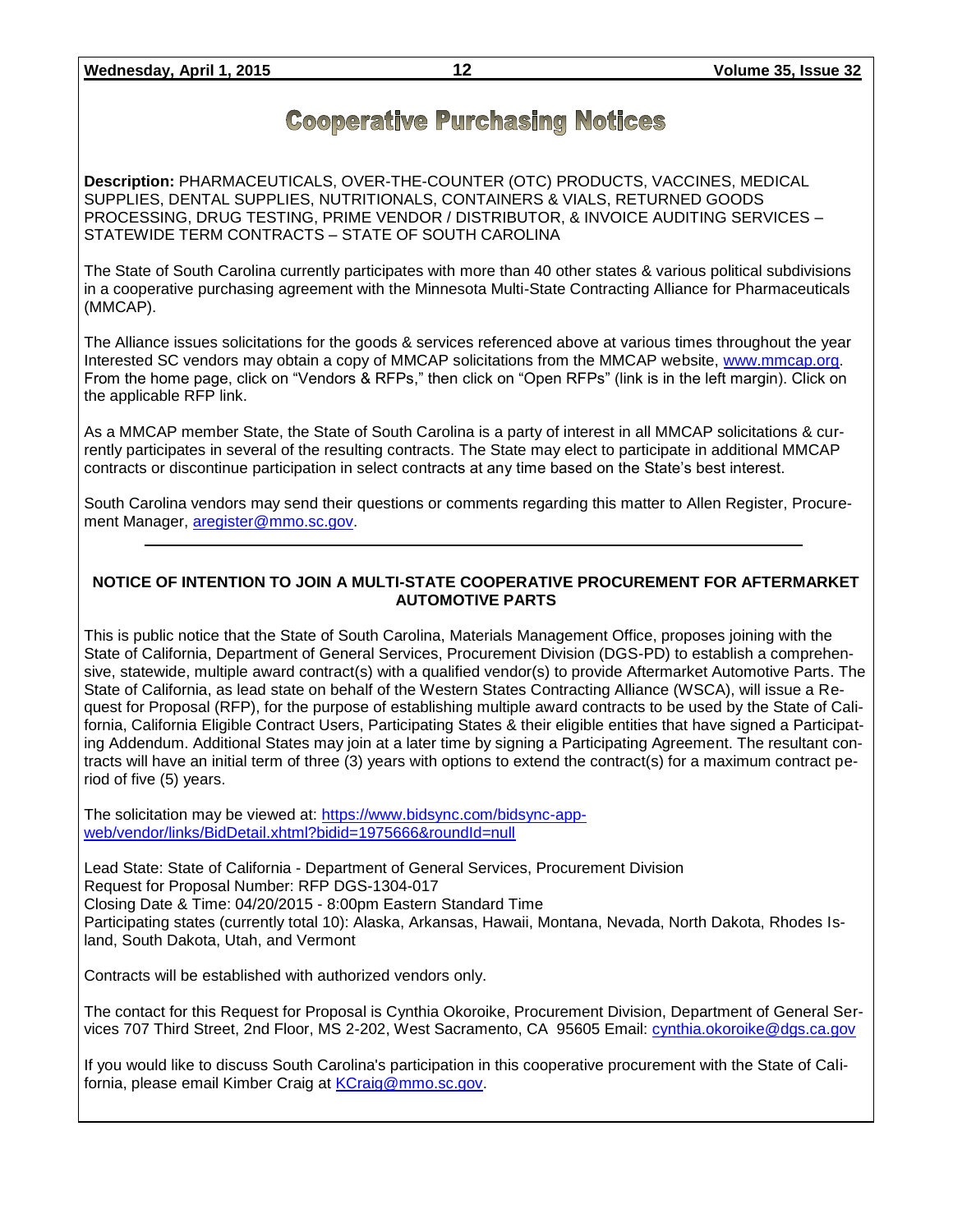# Cooperative Purchasing Notices

**Description:** PHARMACEUTICALS, OVER-THE-COUNTER (OTC) PRODUCTS, VACCINES, MEDICAL SUPPLIES, DENTAL SUPPLIES, NUTRITIONALS, CONTAINERS & VIALS, RETURNED GOODS PROCESSING, DRUG TESTING, PRIME VENDOR / DISTRIBUTOR, & INVOICE AUDITING SERVICES – STATEWIDE TERM CONTRACTS – STATE OF SOUTH CAROLINA

The State of South Carolina currently participates with more than 40 other states & various political subdivisions in a cooperative purchasing agreement with the Minnesota Multi-State Contracting Alliance for Pharmaceuticals (MMCAP).

The Alliance issues solicitations for the goods & services referenced above at various times throughout the year Interested SC vendors may obtain a copy of MMCAP solicitations from the MMCAP website, [www.mmcap.org](http://www.mmcap.org). From the home page, click on "Vendors & RFPs," then click on "Open RFPs" (link is in the left margin). Click on the applicable RFP link.

As a MMCAP member State, the State of South Carolina is a party of interest in all MMCAP solicitations & currently participates in several of the resulting contracts. The State may elect to participate in additional MMCAP contracts or discontinue participation in select contracts at any time based on the State's best interest.

South Carolina vendors may send their questions or comments regarding this matter to Allen Register, Procurement Manager, [aregister@mmo.sc.gov](mailto:aregister@mmo.sc.gov).

---

**NOTICE OF INTENTION TO JOIN A MULTI-STATE COOPERATIVE PROCUREMENT FOR AFTERMARKET AUTOMOTIVE PARTS**

This is public notice that the State of South Carolina, Materials Management Office, proposes joining with the State of California, Department of General Services, Procurement Division (DGS-PD) to establish a comprehensive, statewide, multiple award contract(s) with a qualified vendor(s) to provide Aftermarket Automotive Parts. The State of California, as lead state on behalf of the Western States Contracting Alliance (WSCA), will issue a Request for Proposal (RFP), for the purpose of establishing multiple award contracts to be used by the State of California, California Eligible Contract Users, Participating States & their eligible entities that have signed a Participating Addendum. Additional States may join at a later time by signing a Participating Agreement. The resultant contracts will have an initial term of three (3) years with options to extend the contract(s) for a maximum contract period of five (5) years.

The solicitation may be viewed at: [https://www.bidsync.com/bidsync-app-web/vendor/links/BidDetail.xhtml?bidid=1975666&roundId=null](https://www.bidsync.com/bidsync-app-web/vendor/links/BidDetail.xhtml?bidid=1975666&roundId=null)

Lead State: State of California - Department of General Services, Procurement Division
Request for Proposal Number: RFP DGS-1304-017
Closing Date & Time: 04/20/2015 - 8:00pm Eastern Standard Time
Participating states (currently total 10): Alaska, Arkansas, Hawaii, Montana, Nevada, North Dakota, Rhodes Island, South Dakota, Utah, and Vermont

Contracts will be established with authorized vendors only.

The contact for this Request for Proposal is Cynthia Okoroike, Procurement Division, Department of General Services 707 Third Street, 2nd Floor, MS 2-202, West Sacramento, CA 95605 Email: [cynthia.okoroike@dgs.ca.gov](mailto:cynthia.okoroike@dgs.ca.gov)

If you would like to discuss South Carolina's participation in this cooperative procurement with the State of California, please email Kimber Craig at [KCraig@mmo.sc.gov](mailto:KCraig@mmo.sc.gov).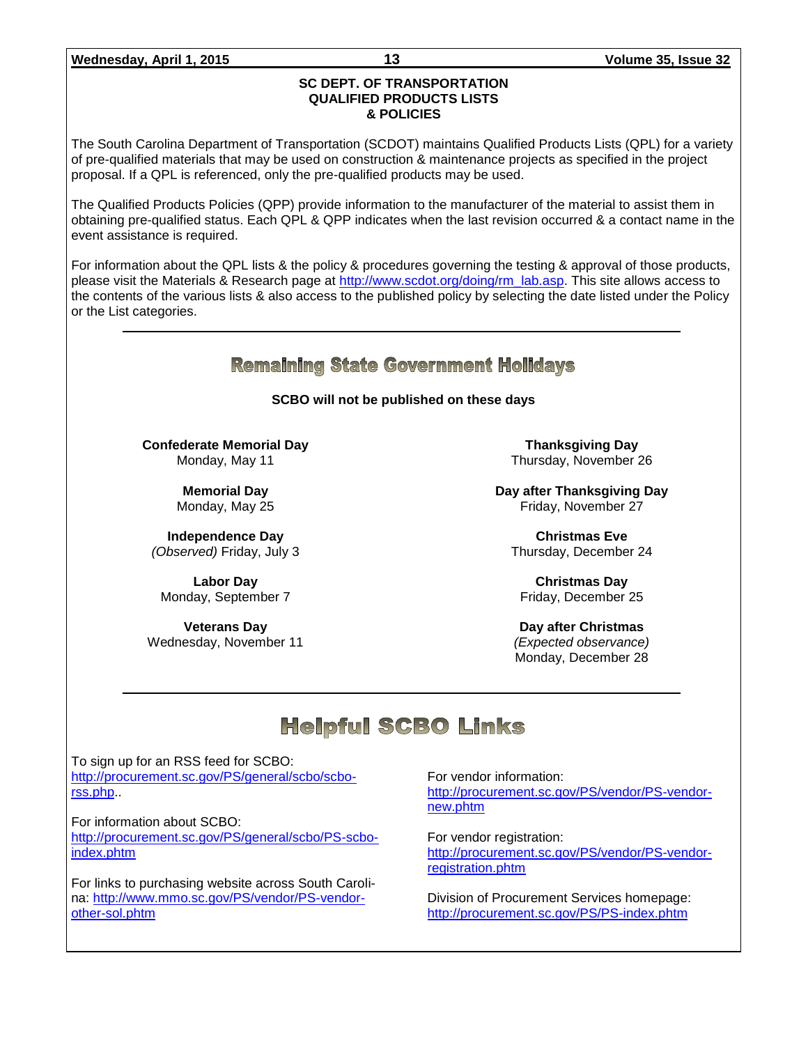## SC DEPT. OF TRANSPORTATION QUALIFIED PRODUCTS LISTS & POLICIES

The South Carolina Department of Transportation (SCDOT) maintains Qualified Products Lists (QPL) for a variety of pre-qualified materials that may be used on construction & maintenance projects as specified in the project proposal. If a QPL is referenced, only the pre-qualified products may be used.

The Qualified Products Policies (QPP) provide information to the manufacturer of the material to assist them in obtaining pre-qualified status. Each QPL & QPP indicates when the last revision occurred & a contact name in the event assistance is required.

For information about the QPL lists & the policy & procedures governing the testing & approval of those products, please visit the Materials & Research page at http://www.scdot.org/doing/rm_lab.asp. This site allows access to the contents of the various lists & also access to the published policy by selecting the date listed under the Policy or the List categories.

---

## Remaining State Government Holidays

**SCBO will not be published on these days**

**Confederate Memorial Day**
Monday, May 11

**Memorial Day**
Monday, May 25

**Independence Day**
*(Observed)* Friday, July 3

**Labor Day**
Monday, September 7

**Veterans Day**
Wednesday, November 11

**Thanksgiving Day**
Thursday, November 26

**Day after Thanksgiving Day**
Friday, November 27

**Christmas Eve**
Thursday, December 24

**Christmas Day**
Friday, December 25

**Day after Christmas**
*(Expected observance)*
Monday, December 28

---

## Helpful SCBO Links

To sign up for an RSS feed for SCBO:
http://procurement.sc.gov/PS/general/scbo/scbo-rss.php..

For information about SCBO:
http://procurement.sc.gov/PS/general/scbo/PS-scbo-index.phtm

For links to purchasing website across South Carolina: http://www.mmo.sc.gov/PS/vendor/PS-vendor-other-sol.phtm

For vendor information:
http://procurement.sc.gov/PS/vendor/PS-vendor-new.phtm

For vendor registration:
http://procurement.sc.gov/PS/vendor/PS-vendor-registration.phtm

Division of Procurement Services homepage:
http://procurement.sc.gov/PS/PS-index.phtm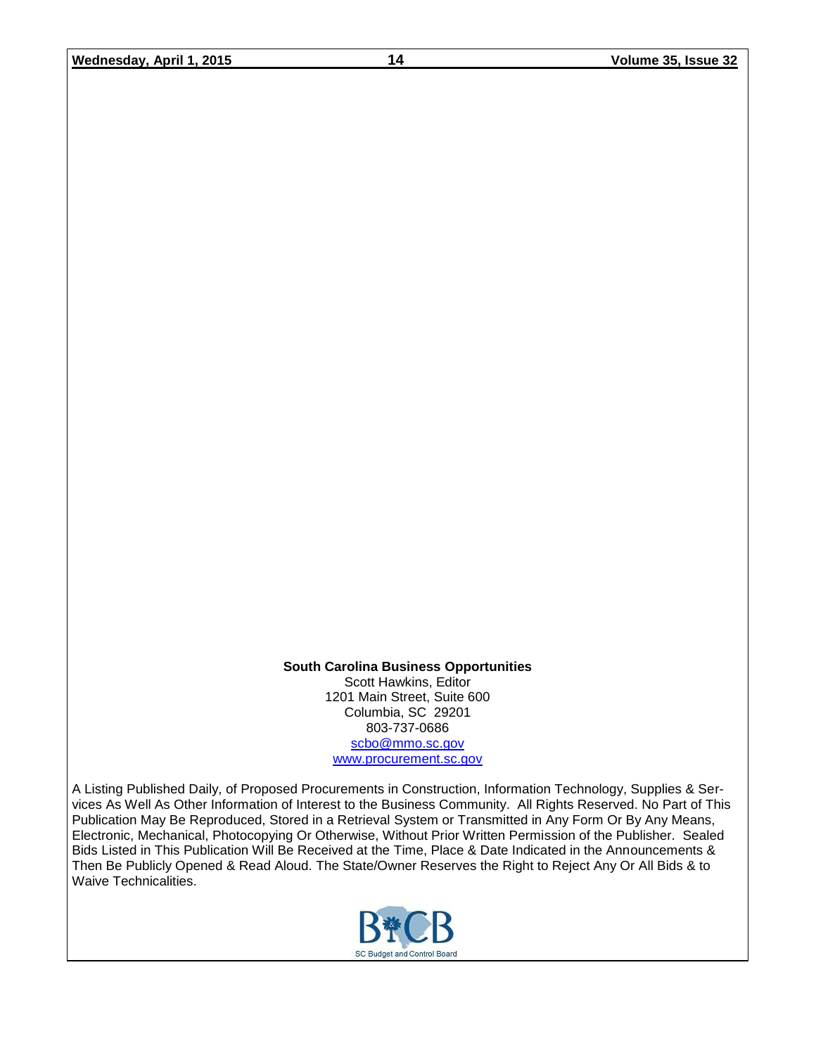**South Carolina Business Opportunities**

Scott Hawkins, Editor
1201 Main Street, Suite 600
Columbia, SC 29201
803-737-0686
scbo@mmo.sc.gov
www.procurement.sc.gov

A Listing Published Daily, of Proposed Procurements in Construction, Information Technology, Supplies & Services As Well As Other Information of Interest to the Business Community. All Rights Reserved. No Part of This Publication May Be Reproduced, Stored in a Retrieval System or Transmitted in Any Form Or By Any Means, Electronic, Mechanical, Photocopying Or Otherwise, Without Prior Written Permission of the Publisher. Sealed Bids Listed in This Publication Will Be Received at the Time, Place & Date Indicated in the Announcements & Then Be Publicly Opened & Read Aloud. The State/Owner Reserves the Right to Reject Any Or All Bids & to Waive Technicalities.

SC Budget and Control Board